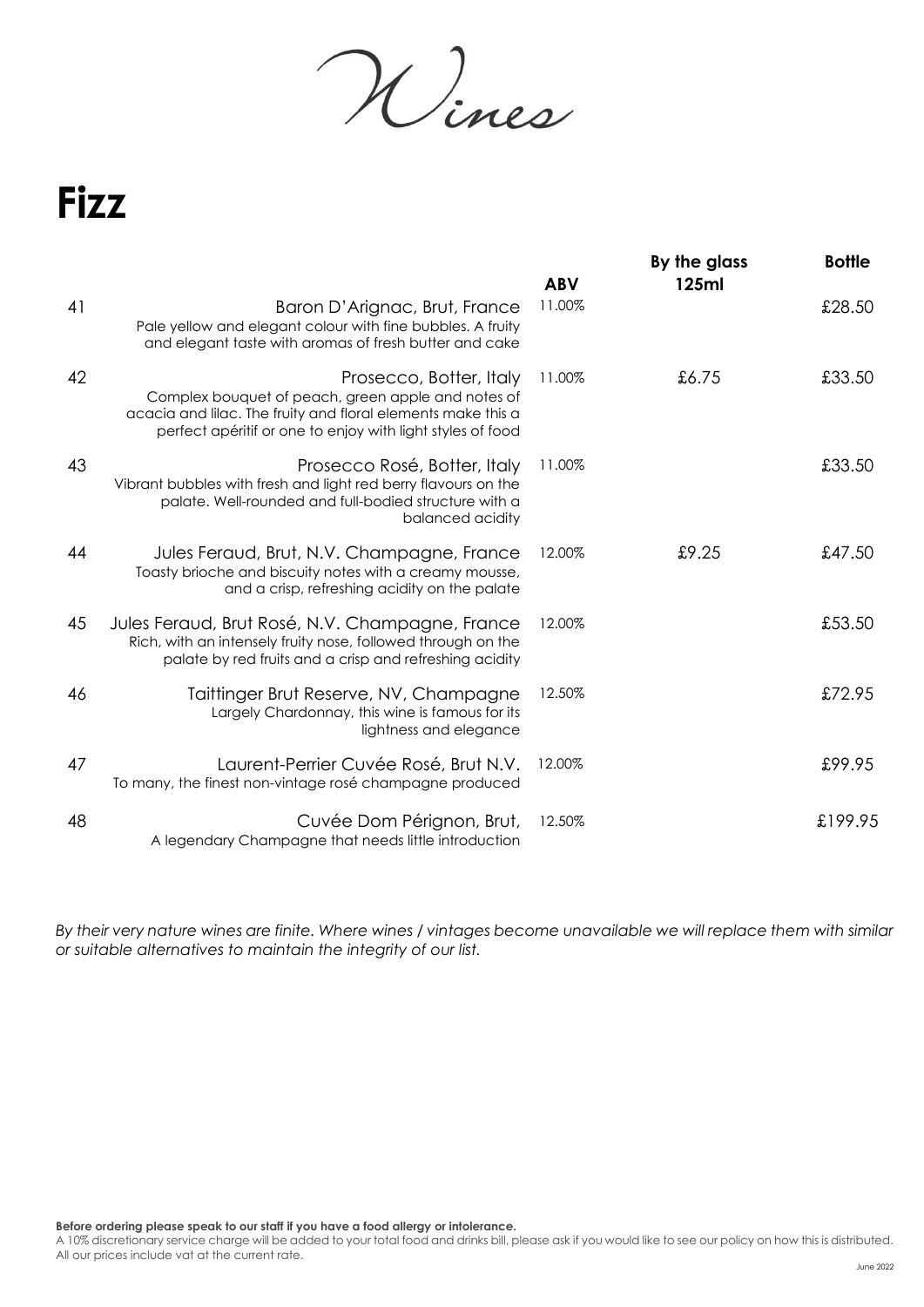# Wines

## Fizz

| | | ABV | By the glass 125ml | Bottle |
|---|---|---|---|---|
| 41 | Baron D'Arignac, Brut, France<br>Pale yellow and elegant colour with fine bubbles. A fruity and elegant taste with aromas of fresh butter and cake | 11.00% | | £28.50 |
| 42 | Prosecco, Botter, Italy<br>Complex bouquet of peach, green apple and notes of acacia and lilac. The fruity and floral elements make this a perfect apéritif or one to enjoy with light styles of food | 11.00% | £6.75 | £33.50 |
| 43 | Prosecco Rosé, Botter, Italy<br>Vibrant bubbles with fresh and light red berry flavours on the palate. Well-rounded and full-bodied structure with a balanced acidity | 11.00% | | £33.50 |
| 44 | Jules Feraud, Brut, N.V. Champagne, France<br>Toasty brioche and biscuity notes with a creamy mousse, and a crisp, refreshing acidity on the palate | 12.00% | £9.25 | £47.50 |
| 45 | Jules Feraud, Brut Rosé, N.V. Champagne, France<br>Rich, with an intensely fruity nose, followed through on the palate by red fruits and a crisp and refreshing acidity | 12.00% | | £53.50 |
| 46 | Taittinger Brut Reserve, NV, Champagne<br>Largely Chardonnay, this wine is famous for its lightness and elegance | 12.50% | | £72.95 |
| 47 | Laurent-Perrier Cuvée Rosé, Brut N.V.<br>To many, the finest non-vintage rosé champagne produced | 12.00% | | £99.95 |
| 48 | Cuvée Dom Pérignon, Brut,<br>A legendary Champagne that needs little introduction | 12.50% | | £199.95 |

*By their very nature wines are finite. Where wines / vintages become unavailable we will replace them with similar or suitable alternatives to maintain the integrity of our list.*

**Before ordering please speak to our staff if you have a food allergy or intolerance.**

A 10% discretionary service charge will be added to your total food and drinks bill, please ask if you would like to see our policy on how this is distributed.
All our prices include vat at the current rate.

June 2022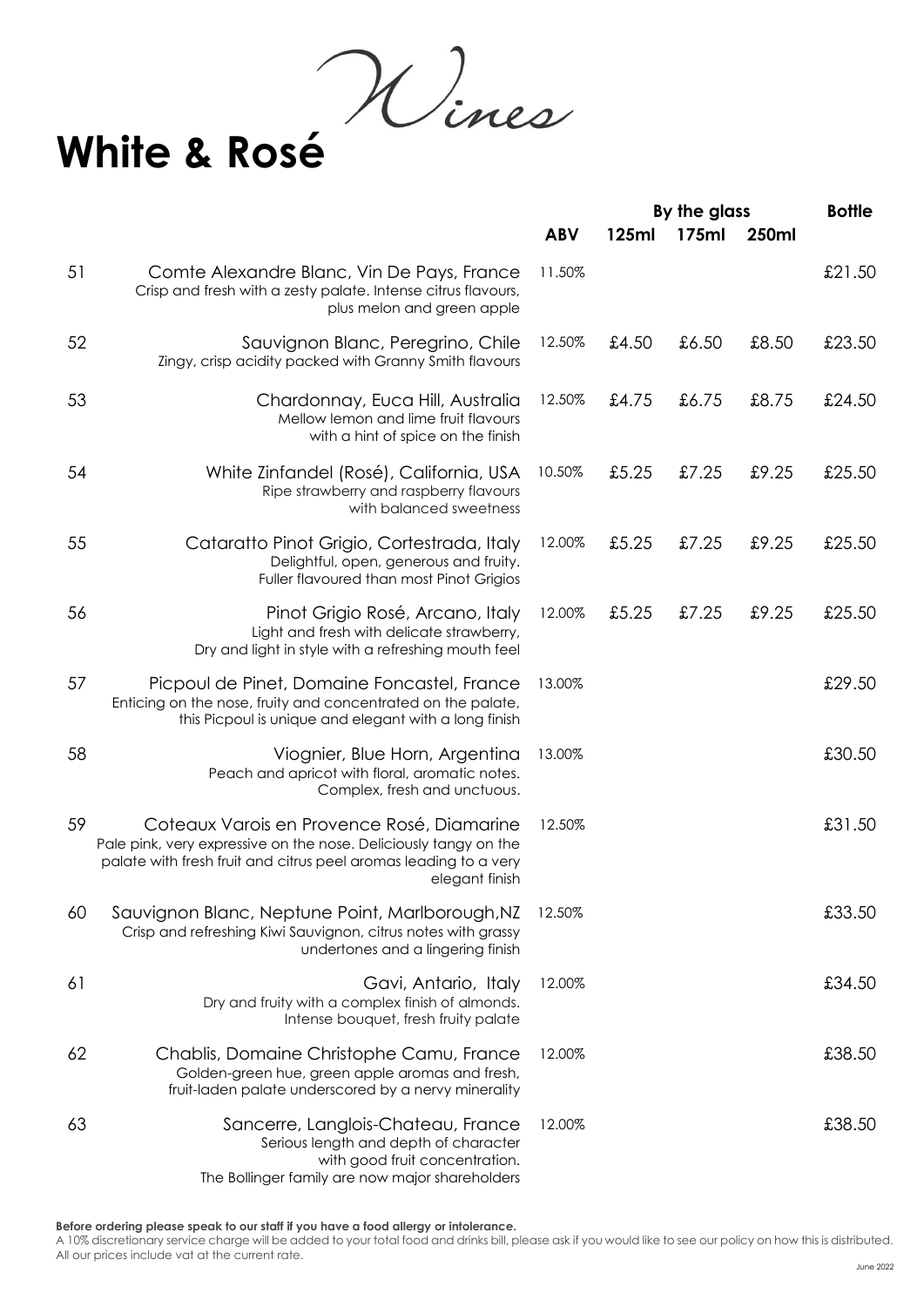# Wines

## White & Rosé

| | | ABV | By the glass 125ml | 175ml | 250ml | Bottle |
|---|---|---|---|---|---|---|
| 51 | Comte Alexandre Blanc, Vin De Pays, France<br>Crisp and fresh with a zesty palate. Intense citrus flavours, plus melon and green apple | 11.50% | | | | £21.50 |
| 52 | Sauvignon Blanc, Peregrino, Chile<br>Zingy, crisp acidity packed with Granny Smith flavours | 12.50% | £4.50 | £6.50 | £8.50 | £23.50 |
| 53 | Chardonnay, Euca Hill, Australia<br>Mellow lemon and lime fruit flavours with a hint of spice on the finish | 12.50% | £4.75 | £6.75 | £8.75 | £24.50 |
| 54 | White Zinfandel (Rosé), California, USA<br>Ripe strawberry and raspberry flavours with balanced sweetness | 10.50% | £5.25 | £7.25 | £9.25 | £25.50 |
| 55 | Cataratto Pinot Grigio, Cortestrada, Italy<br>Delightful, open, generous and fruity. Fuller flavoured than most Pinot Grigios | 12.00% | £5.25 | £7.25 | £9.25 | £25.50 |
| 56 | Pinot Grigio Rosé, Arcano, Italy<br>Light and fresh with delicate strawberry, Dry and light in style with a refreshing mouth feel | 12.00% | £5.25 | £7.25 | £9.25 | £25.50 |
| 57 | Picpoul de Pinet, Domaine Foncastel, France<br>Enticing on the nose, fruity and concentrated on the palate, this Picpoul is unique and elegant with a long finish | 13.00% | | | | £29.50 |
| 58 | Viognier, Blue Horn, Argentina<br>Peach and apricot with floral, aromatic notes. Complex, fresh and unctuous. | 13.00% | | | | £30.50 |
| 59 | Coteaux Varois en Provence Rosé, Diamarine<br>Pale pink, very expressive on the nose. Deliciously tangy on the palate with fresh fruit and citrus peel aromas leading to a very elegant finish | 12.50% | | | | £31.50 |
| 60 | Sauvignon Blanc, Neptune Point, Marlborough,NZ<br>Crisp and refreshing Kiwi Sauvignon, citrus notes with grassy undertones and a lingering finish | 12.50% | | | | £33.50 |
| 61 | Gavi, Antario, Italy<br>Dry and fruity with a complex finish of almonds. Intense bouquet, fresh fruity palate | 12.00% | | | | £34.50 |
| 62 | Chablis, Domaine Christophe Camu, France<br>Golden-green hue, green apple aromas and fresh, fruit-laden palate underscored by a nervy minerality | 12.00% | | | | £38.50 |
| 63 | Sancerre, Langlois-Chateau, France<br>Serious length and depth of character with good fruit concentration. The Bollinger family are now major shareholders | 12.00% | | | | £38.50 |

**Before ordering please speak to our staff if you have a food allergy or intolerance.**
A 10% discretionary service charge will be added to your total food and drinks bill, please ask if you would like to see our policy on how this is distributed.
All our prices include vat at the current rate.

June 2022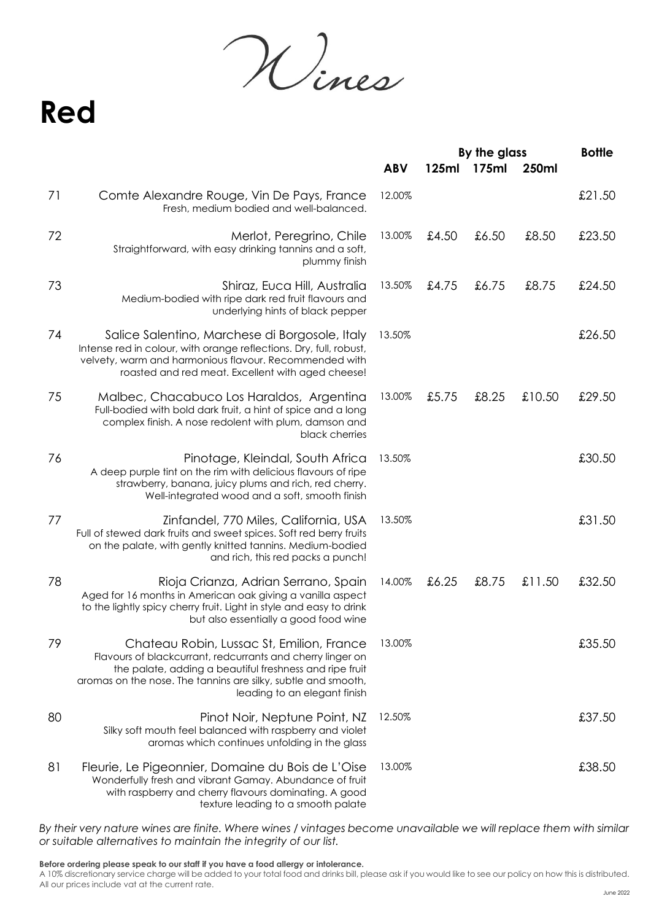# Wines

## Red

| | | ABV | By the glass 125ml | 175ml | 250ml | Bottle |
|---|---|---|---|---|---|---|
| 71 | Comte Alexandre Rouge, Vin De Pays, France<br>Fresh, medium bodied and well-balanced. | 12.00% | | | | £21.50 |
| 72 | Merlot, Peregrino, Chile<br>Straightforward, with easy drinking tannins and a soft, plummy finish | 13.00% | £4.50 | £6.50 | £8.50 | £23.50 |
| 73 | Shiraz, Euca Hill, Australia<br>Medium-bodied with ripe dark red fruit flavours and underlying hints of black pepper | 13.50% | £4.75 | £6.75 | £8.75 | £24.50 |
| 74 | Salice Salentino, Marchese di Borgosole, Italy<br>Intense red in colour, with orange reflections. Dry, full, robust, velvety, warm and harmonious flavour. Recommended with roasted and red meat. Excellent with aged cheese! | 13.50% | | | | £26.50 |
| 75 | Malbec, Chacabuco Los Haraldos, Argentina<br>Full-bodied with bold dark fruit, a hint of spice and a long complex finish. A nose redolent with plum, damson and black cherries | 13.00% | £5.75 | £8.25 | £10.50 | £29.50 |
| 76 | Pinotage, Kleindal, South Africa<br>A deep purple tint on the rim with delicious flavours of ripe strawberry, banana, juicy plums and rich, red cherry. Well-integrated wood and a soft, smooth finish | 13.50% | | | | £30.50 |
| 77 | Zinfandel, 770 Miles, California, USA<br>Full of stewed dark fruits and sweet spices. Soft red berry fruits on the palate, with gently knitted tannins. Medium-bodied and rich, this red packs a punch! | 13.50% | | | | £31.50 |
| 78 | Rioja Crianza, Adrian Serrano, Spain<br>Aged for 16 months in American oak giving a vanilla aspect to the lightly spicy cherry fruit. Light in style and easy to drink but also essentially a good food wine | 14.00% | £6.25 | £8.75 | £11.50 | £32.50 |
| 79 | Chateau Robin, Lussac St, Emilion, France<br>Flavours of blackcurrant, redcurrants and cherry linger on the palate, adding a beautiful freshness and ripe fruit aromas on the nose. The tannins are silky, subtle and smooth, leading to an elegant finish | 13.00% | | | | £35.50 |
| 80 | Pinot Noir, Neptune Point, NZ<br>Silky soft mouth feel balanced with raspberry and violet aromas which continues unfolding in the glass | 12.50% | | | | £37.50 |
| 81 | Fleurie, Le Pigeonnier, Domaine du Bois de L'Oise<br>Wonderfully fresh and vibrant Gamay. Abundance of fruit with raspberry and cherry flavours dominating. A good texture leading to a smooth palate | 13.00% | | | | £38.50 |

*By their very nature wines are finite. Where wines / vintages become unavailable we will replace them with similar or suitable alternatives to maintain the integrity of our list.*

**Before ordering please speak to our staff if you have a food allergy or intolerance.**

A 10% discretionary service charge will be added to your total food and drinks bill, please ask if you would like to see our policy on how this is distributed.
All our prices include vat at the current rate.

June 2022